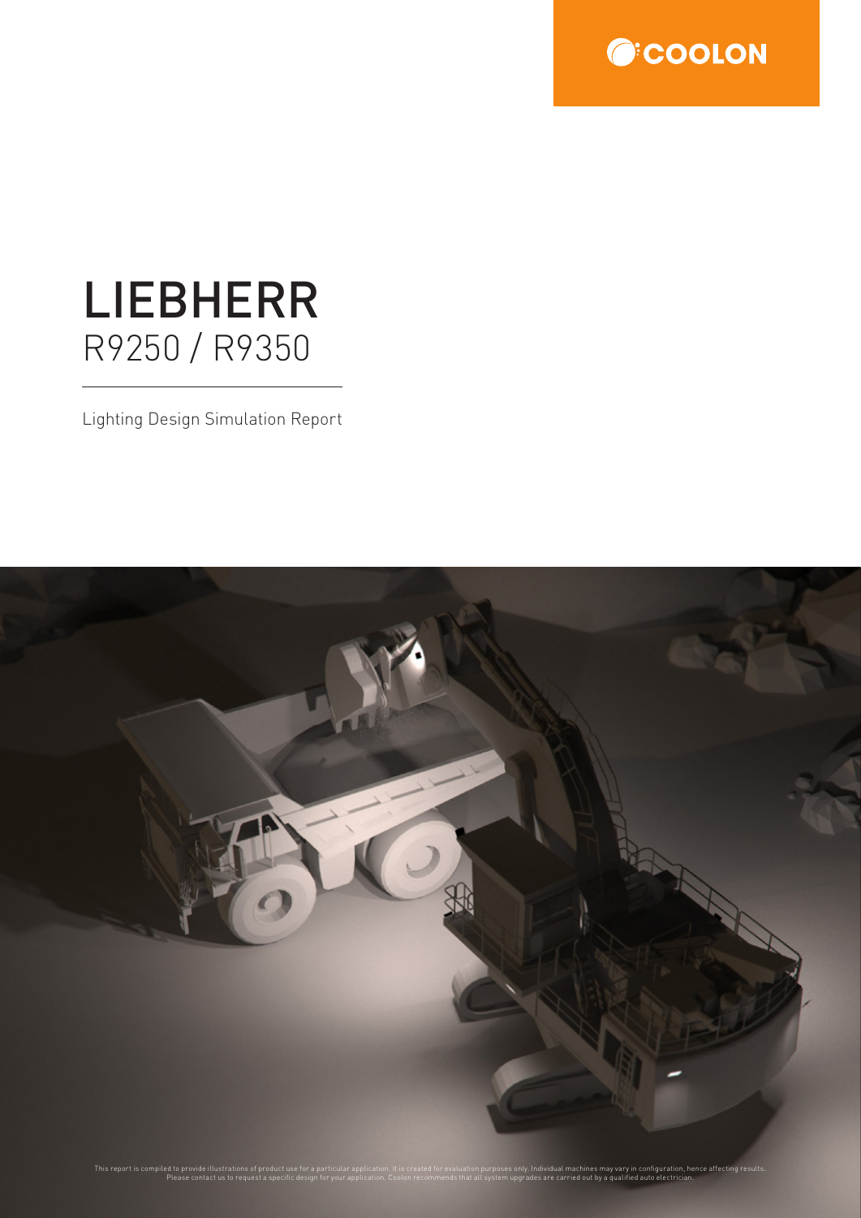# LIEBHERR

## R9250 / R9350

Lighting Design Simulation Report

This report is compiled to provide illustrations of product use for a particular application. It is created for evaluation purposes only. Individual machines may vary in configuration, hence affecting results. Please contact us to request a specific design for your application. Coolon recommends that all system upgrades are carried out by a qualified auto electrician.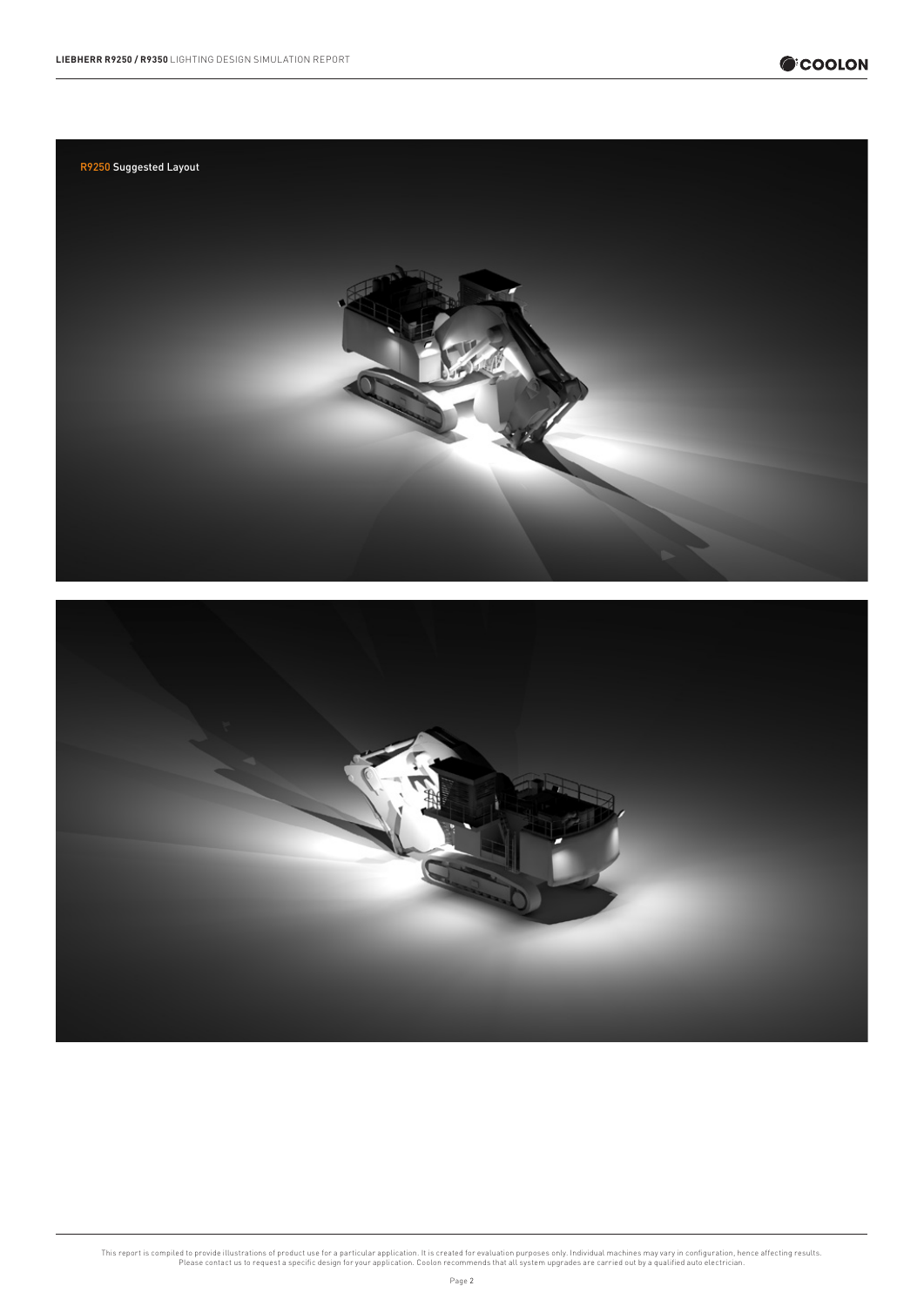R9250 Suggested Layout

This report is compiled to provide illustrations of product use for a particular application. It is created for evaluation purposes only. Individual machines may vary in configuration, hence affecting results. Please contact us to request a specific design for your application. Coolon recommends that all system upgrades are carried out by a qualified auto electrician.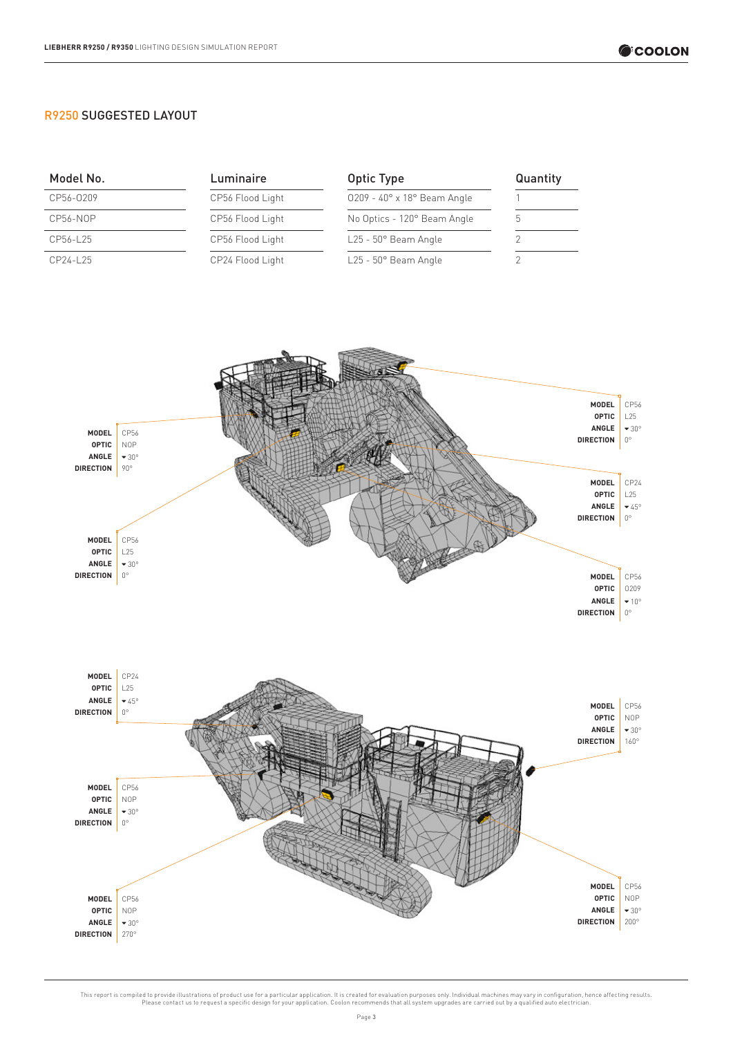## R9250 SUGGESTED LAYOUT

| Model No. | Luminaire | Optic Type | Quantity |
| --- | --- | --- | --- |
| CP56-O209 | CP56 Flood Light | O209 - 40° x 18° Beam Angle | 1 |
| CP56-NOP | CP56 Flood Light | No Optics - 120° Beam Angle | 5 |
| CP56-L25 | CP56 Flood Light | L25 - 50° Beam Angle | 2 |
| CP24-L25 | CP24 Flood Light | L25 - 50° Beam Angle | 2 |

**MODEL** CP56
**OPTIC** NOP
**ANGLE** ▾30°
**DIRECTION** 90°

**MODEL** CP56
**OPTIC** L25
**ANGLE** ▾30°
**DIRECTION** 0°

**MODEL** CP56
**OPTIC** L25
**ANGLE** ▾30°
**DIRECTION** 0°

**MODEL** CP24
**OPTIC** L25
**ANGLE** ▾45°
**DIRECTION** 0°

**MODEL** CP56
**OPTIC** O209
**ANGLE** ▾10°
**DIRECTION** 0°

**MODEL** CP24
**OPTIC** L25
**ANGLE** ▾45°
**DIRECTION** 0°

**MODEL** CP56
**OPTIC** NOP
**ANGLE** ▾30°
**DIRECTION** 160°

**MODEL** CP56
**OPTIC** NOP
**ANGLE** ▾30°
**DIRECTION** 0°

**MODEL** CP56
**OPTIC** NOP
**ANGLE** ▾30°
**DIRECTION** 270°

**MODEL** CP56
**OPTIC** NOP
**ANGLE** ▾30°
**DIRECTION** 200°

This report is compiled to provide illustrations of product use for a particular application. It is created for evaluation purposes only. Individual machines may vary in configuration, hence affecting results. Please contact us to request a specific design for your application. Coolon recommends that all system upgrades are carried out by a qualified auto electrician.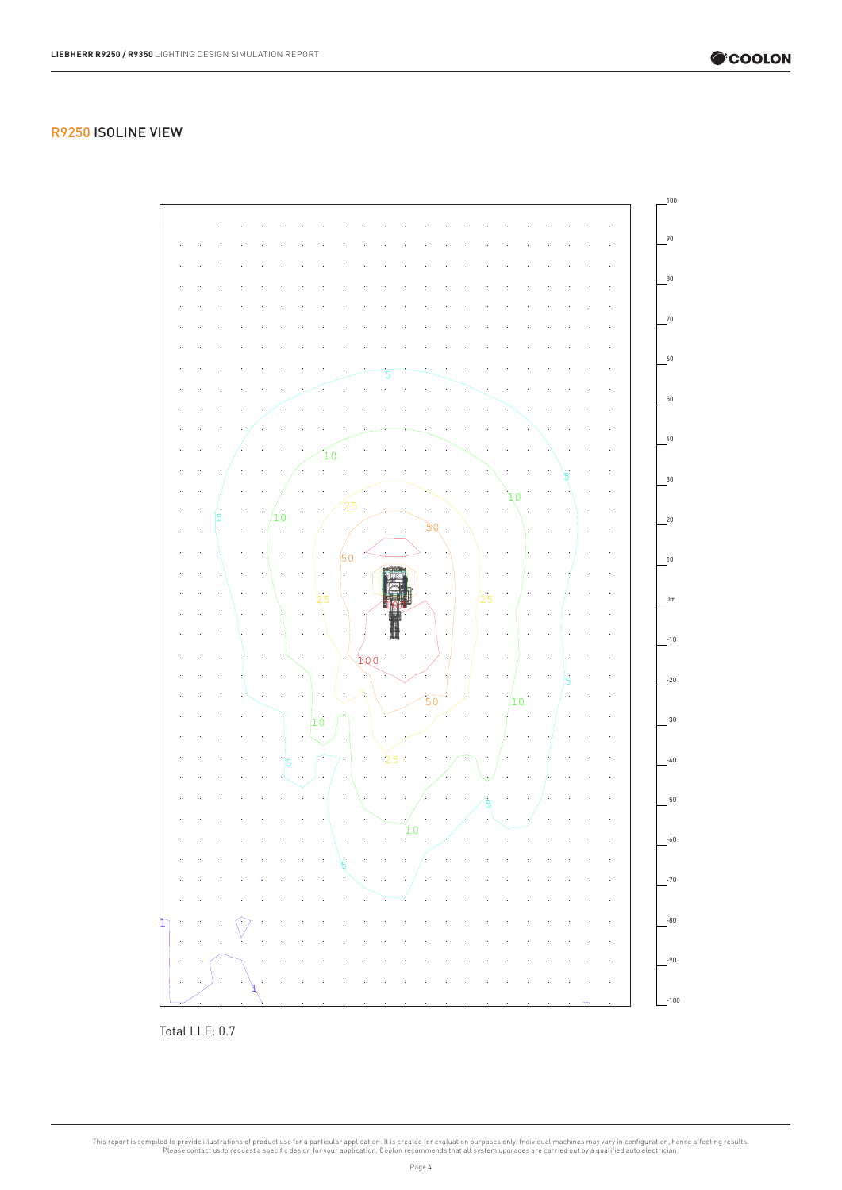## R9250 ISOLINE VIEW

Total LLF: 0.7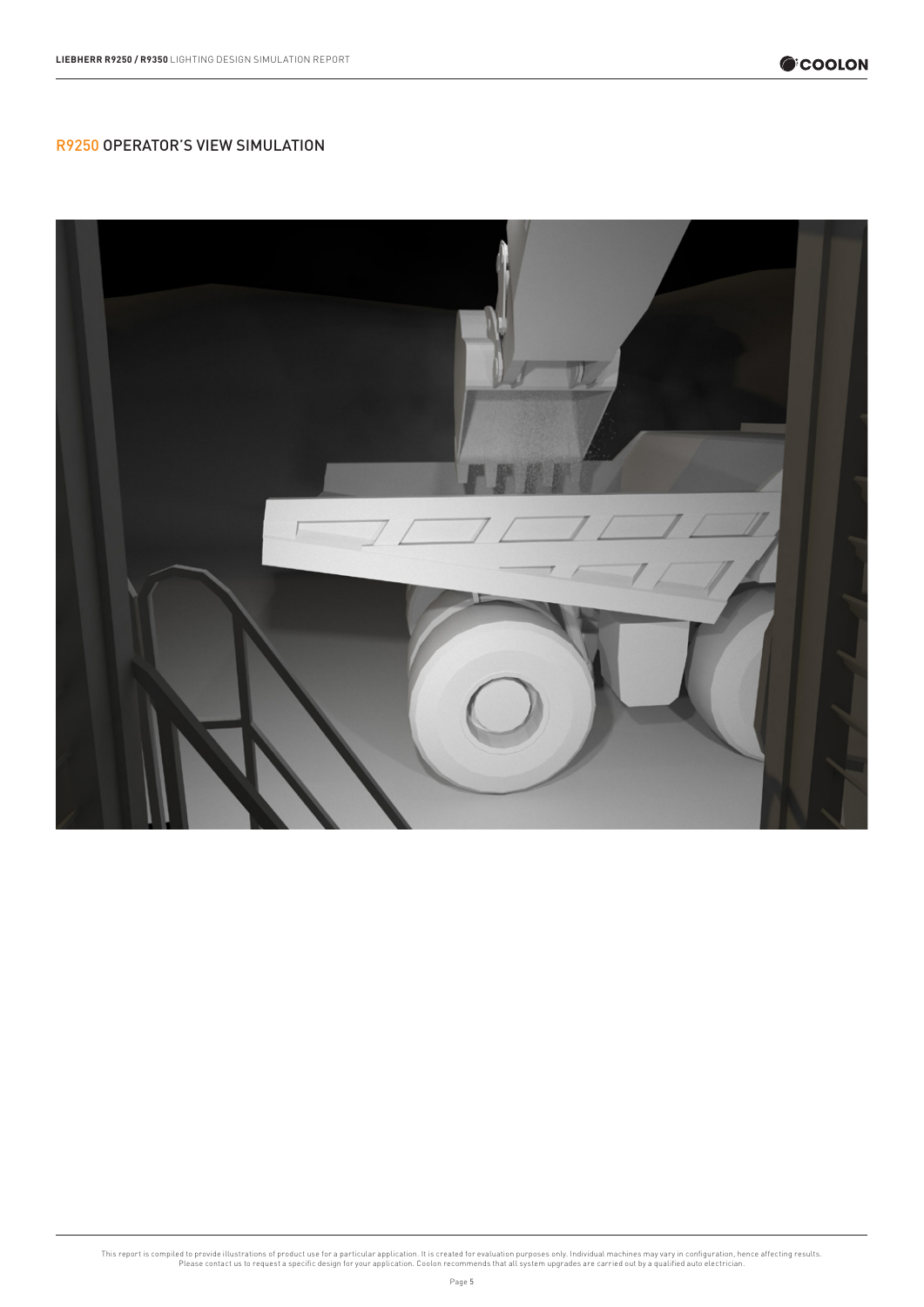## R9250 OPERATOR'S VIEW SIMULATION

This report is compiled to provide illustrations of product use for a particular application. It is created for evaluation purposes only. Individual machines may vary in configuration, hence affecting results. Please contact us to request a specific design for your application. Coolon recommends that all system upgrades are carried out by a qualified auto electrician.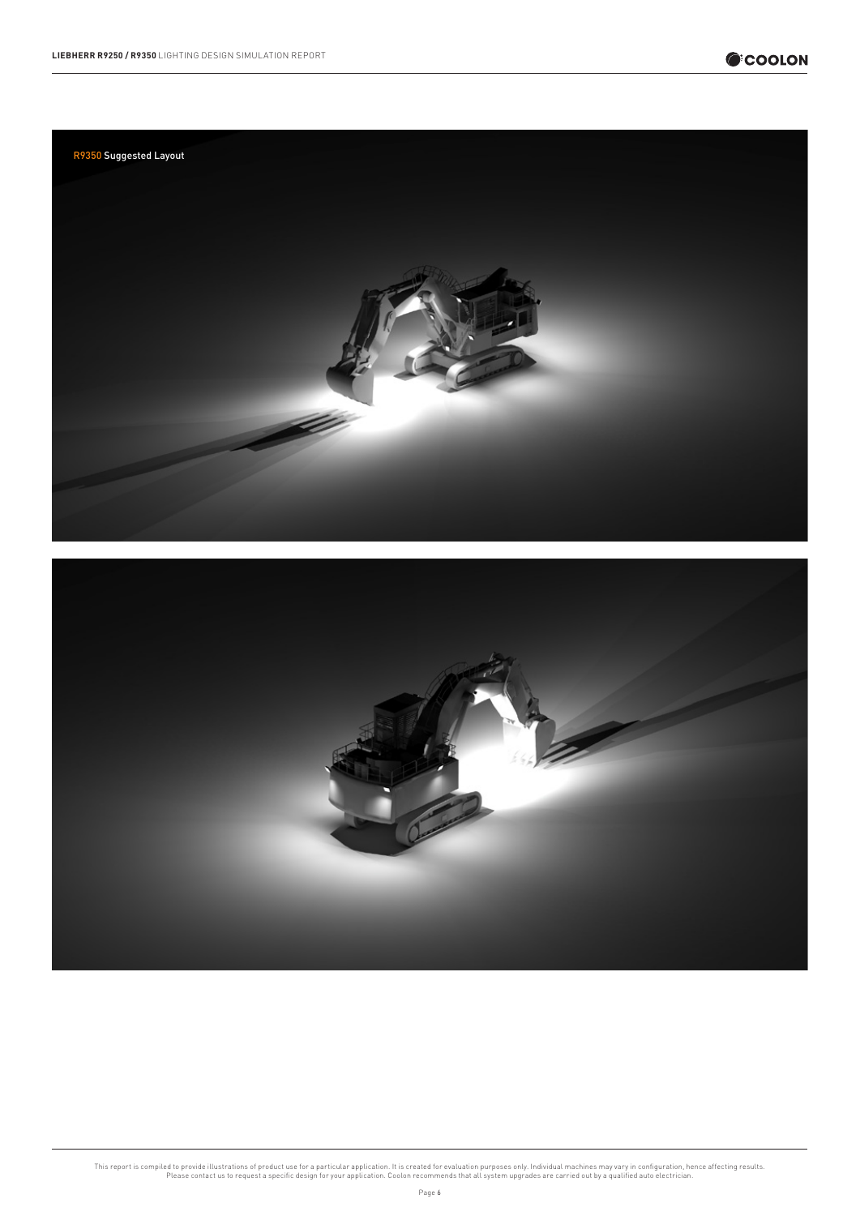R9350 Suggested Layout

This report is compiled to provide illustrations of product use for a particular application. It is created for evaluation purposes only. Individual machines may vary in configuration, hence affecting results. Please contact us to request a specific design for your application. Coolon recommends that all system upgrades are carried out by a qualified auto electrician.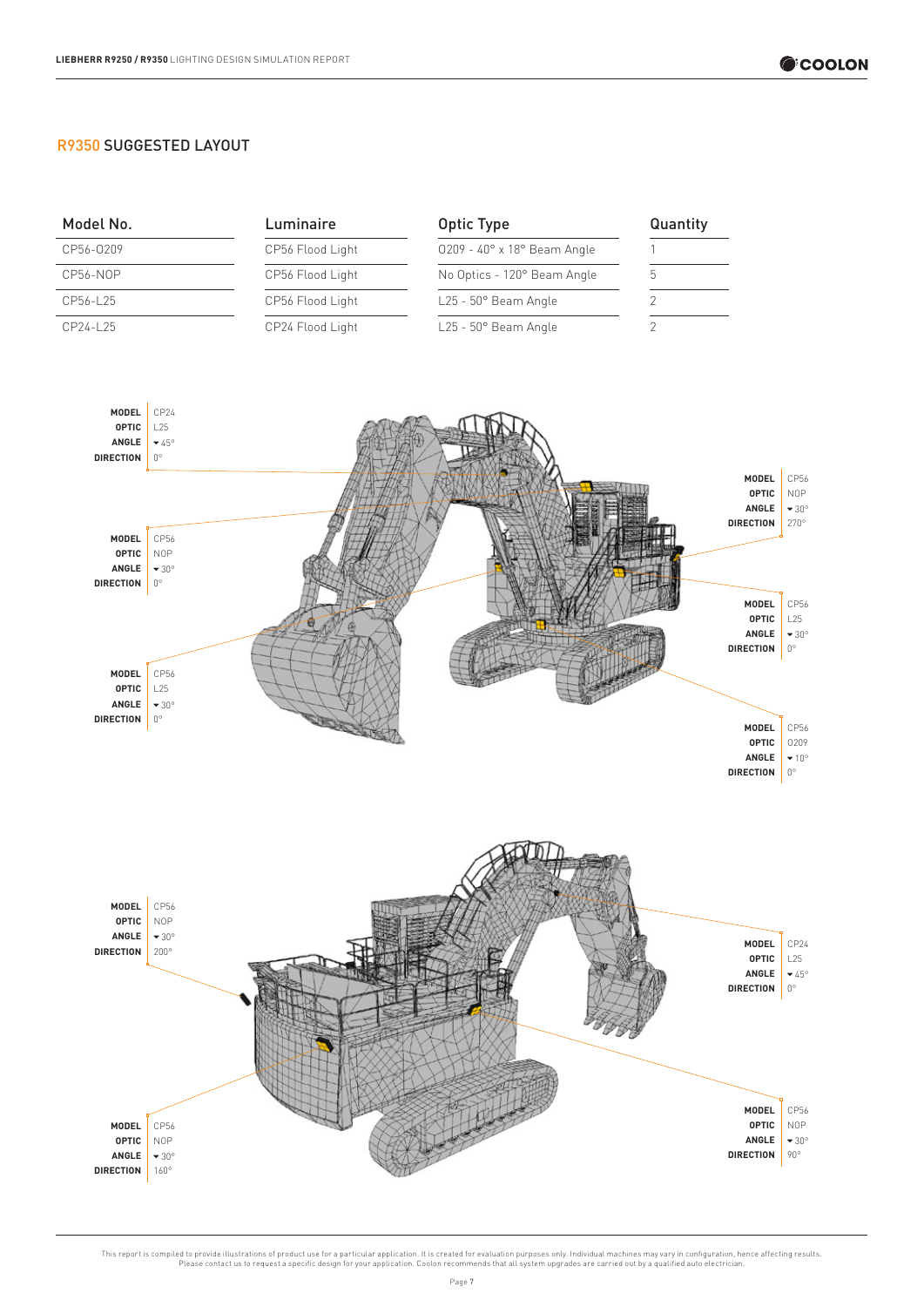## R9350 SUGGESTED LAYOUT

| Model No. | Luminaire | Optic Type | Quantity |
|---|---|---|---|
| CP56-O209 | CP56 Flood Light | O209 - 40° x 18° Beam Angle | 1 |
| CP56-NOP | CP56 Flood Light | No Optics - 120° Beam Angle | 5 |
| CP56-L25 | CP56 Flood Light | L25 - 50° Beam Angle | 2 |
| CP24-L25 | CP24 Flood Light | L25 - 50° Beam Angle | 2 |

| MODEL | OPTIC | ANGLE | DIRECTION |
|---|---|---|---|
| CP24 | L25 | ▼45° | 0° |
| CP56 | NOP | ▼30° | 0° |
| CP56 | L25 | ▼30° | 0° |
| CP56 | NOP | ▼30° | 270° |
| CP56 | L25 | ▼30° | 0° |
| CP56 | O209 | ▼10° | 0° |

| MODEL | OPTIC | ANGLE | DIRECTION |
|---|---|---|---|
| CP56 | NOP | ▼30° | 200° |
| CP56 | NOP | ▼30° | 160° |
| CP24 | L25 | ▼45° | 0° |
| CP56 | NOP | ▼30° | 90° |

This report is compiled to provide illustrations of product use for a particular application. It is created for evaluation purposes only. Individual machines may vary in configuration, hence affecting results. Please contact us to request a specific design for your application. Coolon recommends that all system upgrades are carried out by a qualified auto electrician.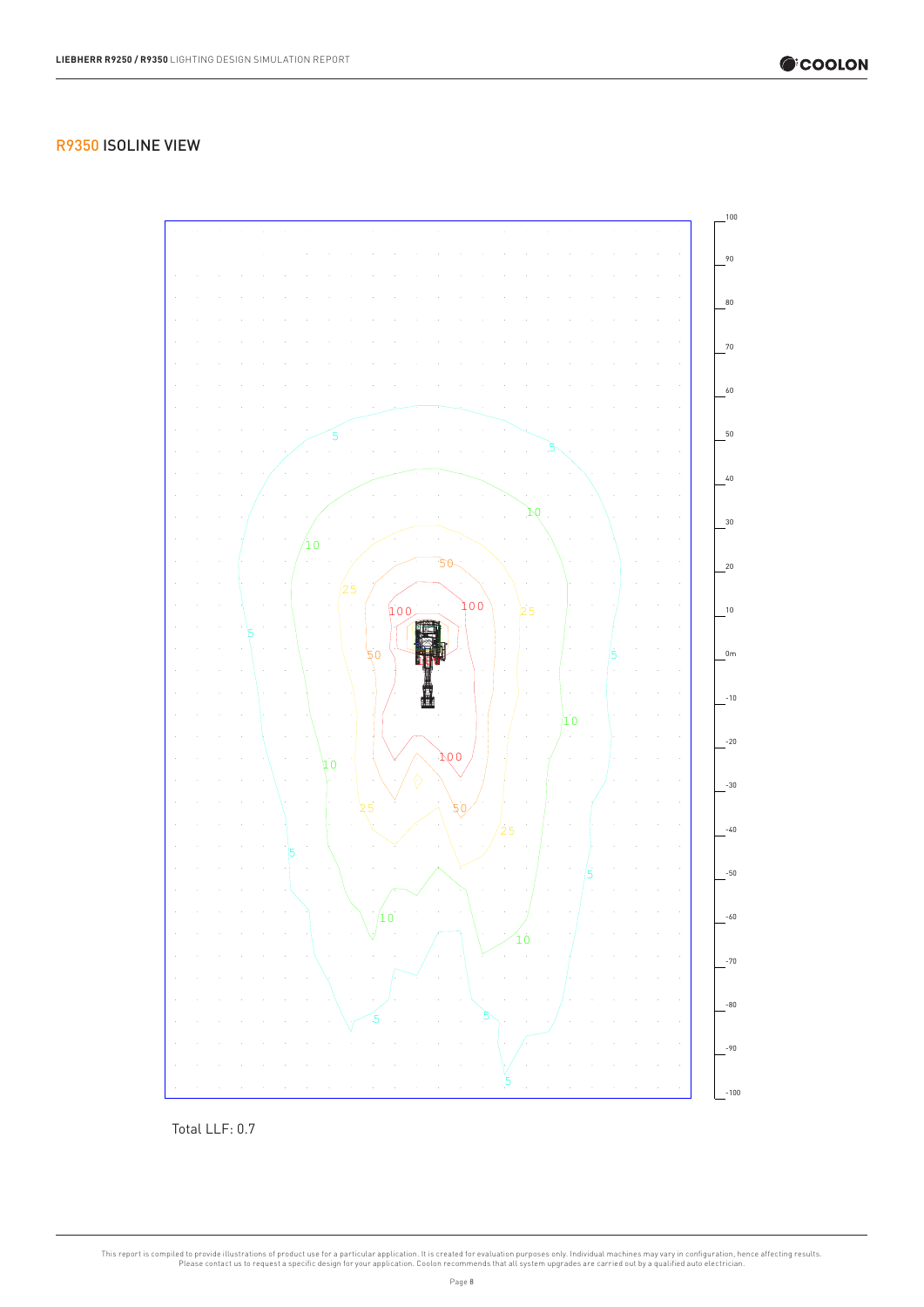## R9350 ISOLINE VIEW

Total LLF: 0.7

This report is compiled to provide illustrations of product use for a particular application. It is created for evaluation purposes only. Individual machines may vary in configuration, hence affecting results. Please contact us to request a specific design for your application. Coolon recommends that all system upgrades are carried out by a qualified auto electrician.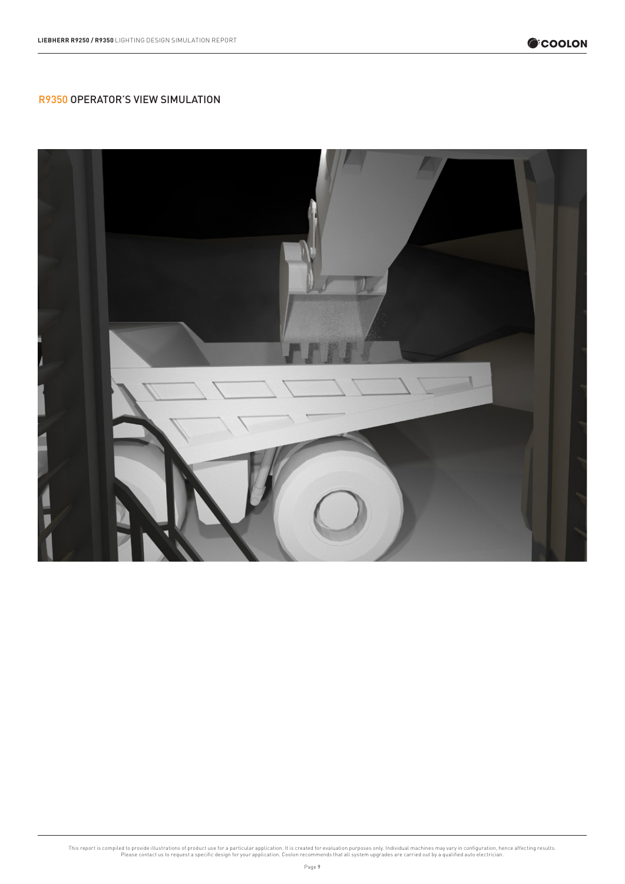## R9350 OPERATOR'S VIEW SIMULATION

This report is compiled to provide illustrations of product use for a particular application. It is created for evaluation purposes only. Individual machines may vary in configuration, hence affecting results. Please contact us to request a specific design for your application. Coolon recommends that all system upgrades are carried out by a qualified auto electrician.